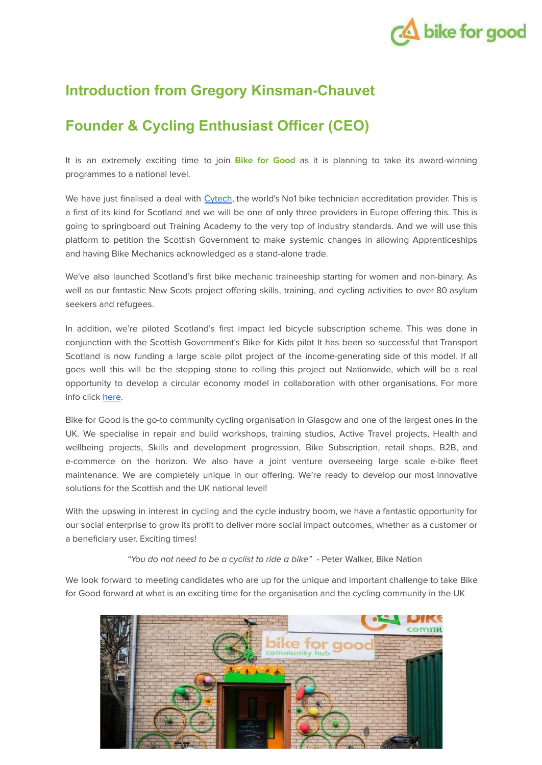## Introduction from Gregory Kinsman-Chauvet

## Founder & Cycling Enthusiast Officer (CEO)

It is an extremely exciting time to join **Bike for Good** as it is planning to take its award-winning programmes to a national level.

We have just finalised a deal with [Cytech](), the world's No1 bike technician accreditation provider. This is a first of its kind for Scotland and we will be one of only three providers in Europe offering this. This is going to springboard out Training Academy to the very top of industry standards. And we will use this platform to petition the Scottish Government to make systemic changes in allowing Apprenticeships and having Bike Mechanics acknowledged as a stand-alone trade.

We've also launched Scotland's first bike mechanic traineeship starting for women and non-binary. As well as our fantastic New Scots project offering skills, training, and cycling activities to over 80 asylum seekers and refugees.

In addition, we're piloted Scotland's first impact led bicycle subscription scheme. This was done in conjunction with the Scottish Government's Bike for Kids pilot It has been so successful that Transport Scotland is now funding a large scale pilot project of the income-generating side of this model. If all goes well this will be the stepping stone to rolling this project out Nationwide, which will be a real opportunity to develop a circular economy model in collaboration with other organisations. For more info click [here]().

Bike for Good is the go-to community cycling organisation in Glasgow and one of the largest ones in the UK. We specialise in repair and build workshops, training studios, Active Travel projects, Health and wellbeing projects, Skills and development progression, Bike Subscription, retail shops, B2B, and e-commerce on the horizon. We also have a joint venture overseeing large scale e-bike fleet maintenance. We are completely unique in our offering. We're ready to develop our most innovative solutions for the Scottish and the UK national level!

With the upswing in interest in cycling and the cycle industry boom, we have a fantastic opportunity for our social enterprise to grow its profit to deliver more social impact outcomes, whether as a customer or a beneficiary user. Exciting times!

*"You do not need to be a cyclist to ride a bike"* - Peter Walker, Bike Nation

We look forward to meeting candidates who are up for the unique and important challenge to take Bike for Good forward at what is an exciting time for the organisation and the cycling community in the UK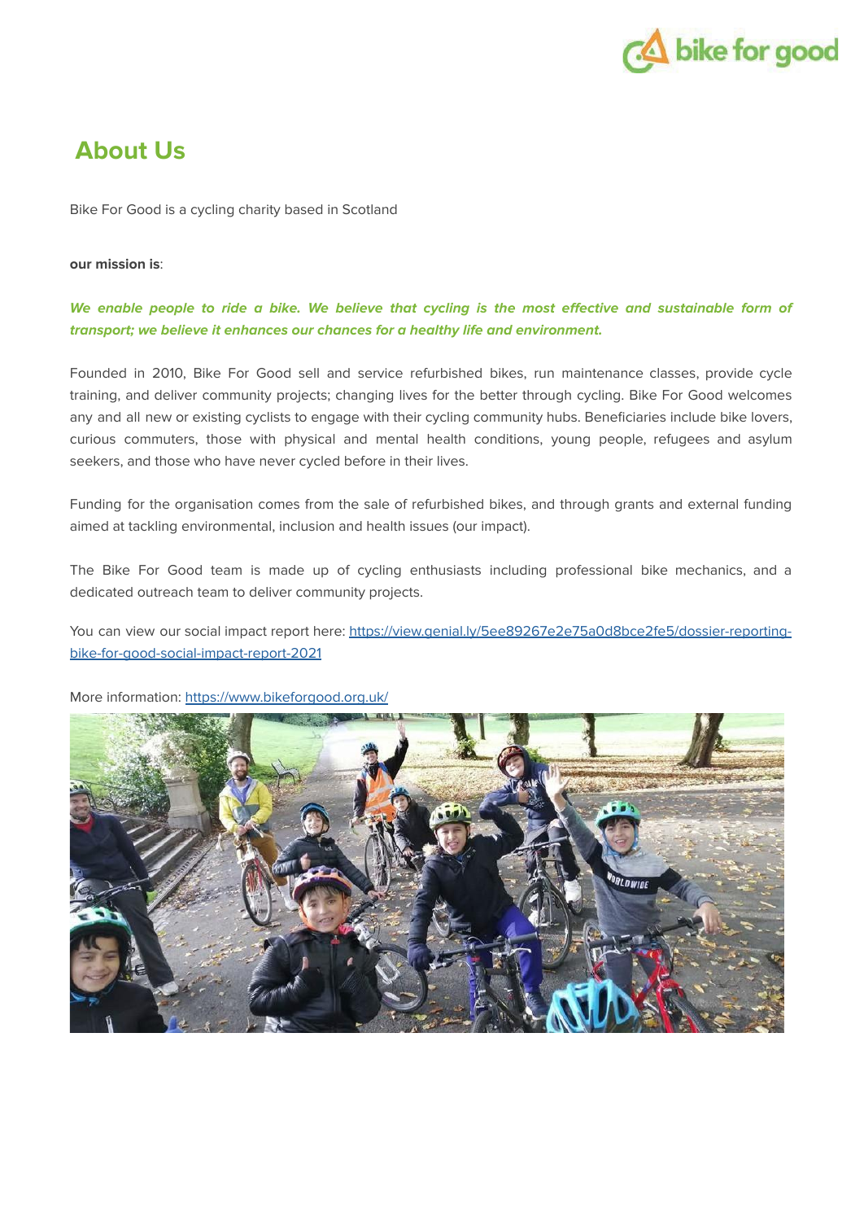## About Us

Bike For Good is a cycling charity based in Scotland

**our mission is**:

***We enable people to ride a bike. We believe that cycling is the most effective and sustainable form of transport; we believe it enhances our chances for a healthy life and environment.***

Founded in 2010, Bike For Good sell and service refurbished bikes, run maintenance classes, provide cycle training, and deliver community projects; changing lives for the better through cycling. Bike For Good welcomes any and all new or existing cyclists to engage with their cycling community hubs. Beneficiaries include bike lovers, curious commuters, those with physical and mental health conditions, young people, refugees and asylum seekers, and those who have never cycled before in their lives.

Funding for the organisation comes from the sale of refurbished bikes, and through grants and external funding aimed at tackling environmental, inclusion and health issues (our impact).

The Bike For Good team is made up of cycling enthusiasts including professional bike mechanics, and a dedicated outreach team to deliver community projects.

You can view our social impact report here: https://view.genial.ly/5ee89267e2e75a0d8bce2fe5/dossier-reporting-bike-for-good-social-impact-report-2021

More information: https://www.bikeforgood.org.uk/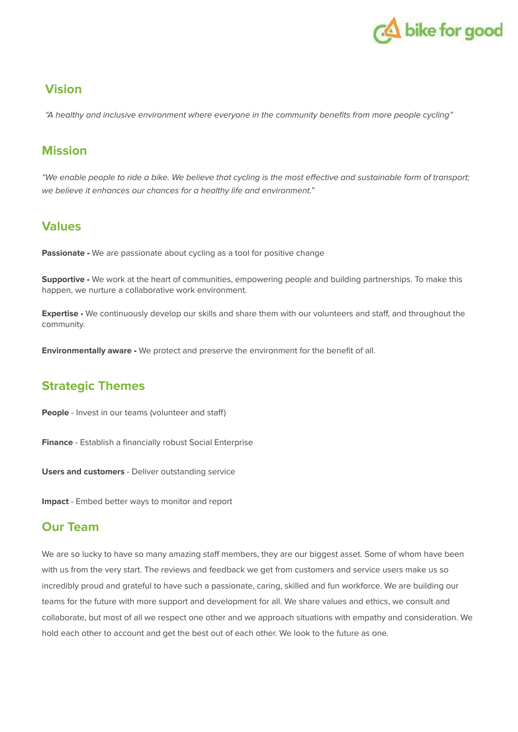## Vision

*"A healthy and inclusive environment where everyone in the community benefits from more people cycling"*

## Mission

*"We enable people to ride a bike. We believe that cycling is the most effective and sustainable form of transport; we believe it enhances our chances for a healthy life and environment."*

## Values

**Passionate -** We are passionate about cycling as a tool for positive change

**Supportive -** We work at the heart of communities, empowering people and building partnerships. To make this happen, we nurture a collaborative work environment.

**Expertise -** We continuously develop our skills and share them with our volunteers and staff, and throughout the community.

**Environmentally aware -** We protect and preserve the environment for the benefit of all.

## Strategic Themes

**People** - Invest in our teams (volunteer and staff)

**Finance** - Establish a financially robust Social Enterprise

**Users and customers** - Deliver outstanding service

**Impact** - Embed better ways to monitor and report

## Our Team

We are so lucky to have so many amazing staff members, they are our biggest asset. Some of whom have been with us from the very start. The reviews and feedback we get from customers and service users make us so incredibly proud and grateful to have such a passionate, caring, skilled and fun workforce. We are building our teams for the future with more support and development for all. We share values and ethics, we consult and collaborate, but most of all we respect one other and we approach situations with empathy and consideration. We hold each other to account and get the best out of each other. We look to the future as one.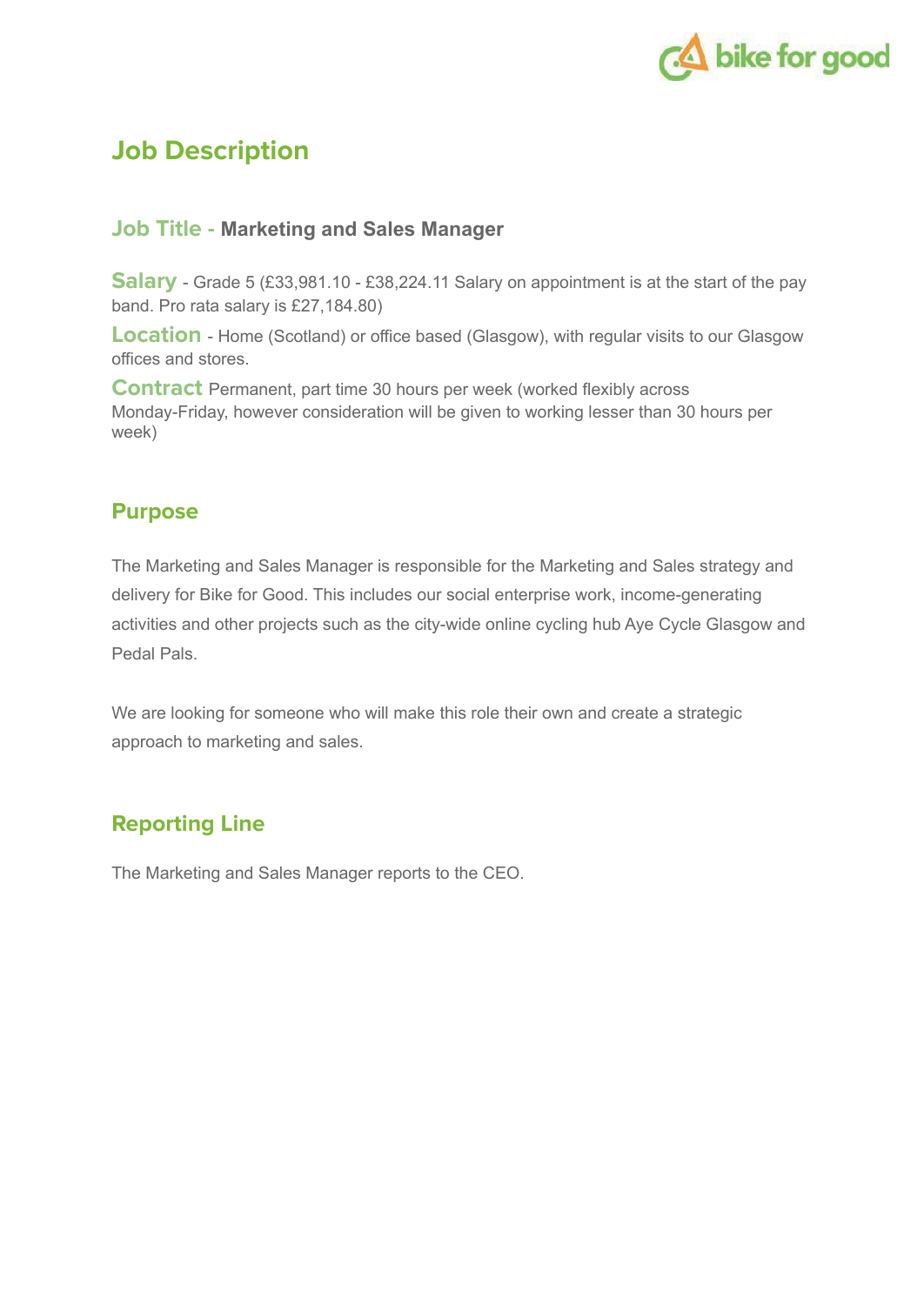# Job Description

**Job Title - Marketing and Sales Manager**

**Salary** - Grade 5 (£33,981.10 - £38,224.11 Salary on appointment is at the start of the pay band. Pro rata salary is £27,184.80)

**Location** - Home (Scotland) or office based (Glasgow), with regular visits to our Glasgow offices and stores.

**Contract** Permanent, part time 30 hours per week (worked flexibly across Monday-Friday, however consideration will be given to working lesser than 30 hours per week)

## Purpose

The Marketing and Sales Manager is responsible for the Marketing and Sales strategy and delivery for Bike for Good. This includes our social enterprise work, income-generating activities and other projects such as the city-wide online cycling hub Aye Cycle Glasgow and Pedal Pals.

We are looking for someone who will make this role their own and create a strategic approach to marketing and sales.

## Reporting Line

The Marketing and Sales Manager reports to the CEO.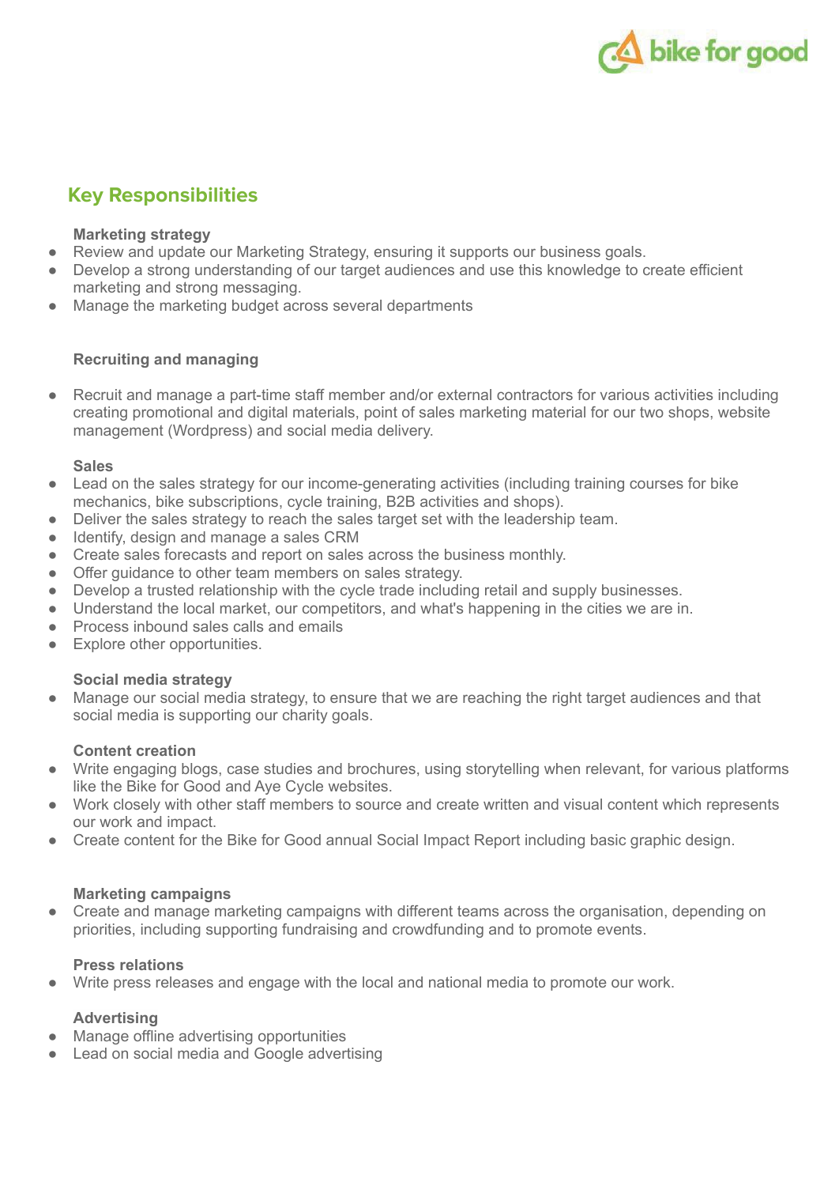## Key Responsibilities

**Marketing strategy**

- Review and update our Marketing Strategy, ensuring it supports our business goals.
- Develop a strong understanding of our target audiences and use this knowledge to create efficient marketing and strong messaging.
- Manage the marketing budget across several departments

**Recruiting and managing**

- Recruit and manage a part-time staff member and/or external contractors for various activities including creating promotional and digital materials, point of sales marketing material for our two shops, website management (Wordpress) and social media delivery.

**Sales**

- Lead on the sales strategy for our income-generating activities (including training courses for bike mechanics, bike subscriptions, cycle training, B2B activities and shops).
- Deliver the sales strategy to reach the sales target set with the leadership team.
- Identify, design and manage a sales CRM
- Create sales forecasts and report on sales across the business monthly.
- Offer guidance to other team members on sales strategy.
- Develop a trusted relationship with the cycle trade including retail and supply businesses.
- Understand the local market, our competitors, and what's happening in the cities we are in.
- Process inbound sales calls and emails
- Explore other opportunities.

**Social media strategy**

- Manage our social media strategy, to ensure that we are reaching the right target audiences and that social media is supporting our charity goals.

**Content creation**

- Write engaging blogs, case studies and brochures, using storytelling when relevant, for various platforms like the Bike for Good and Aye Cycle websites.
- Work closely with other staff members to source and create written and visual content which represents our work and impact.
- Create content for the Bike for Good annual Social Impact Report including basic graphic design.

**Marketing campaigns**

- Create and manage marketing campaigns with different teams across the organisation, depending on priorities, including supporting fundraising and crowdfunding and to promote events.

**Press relations**

- Write press releases and engage with the local and national media to promote our work.

**Advertising**

- Manage offline advertising opportunities
- Lead on social media and Google advertising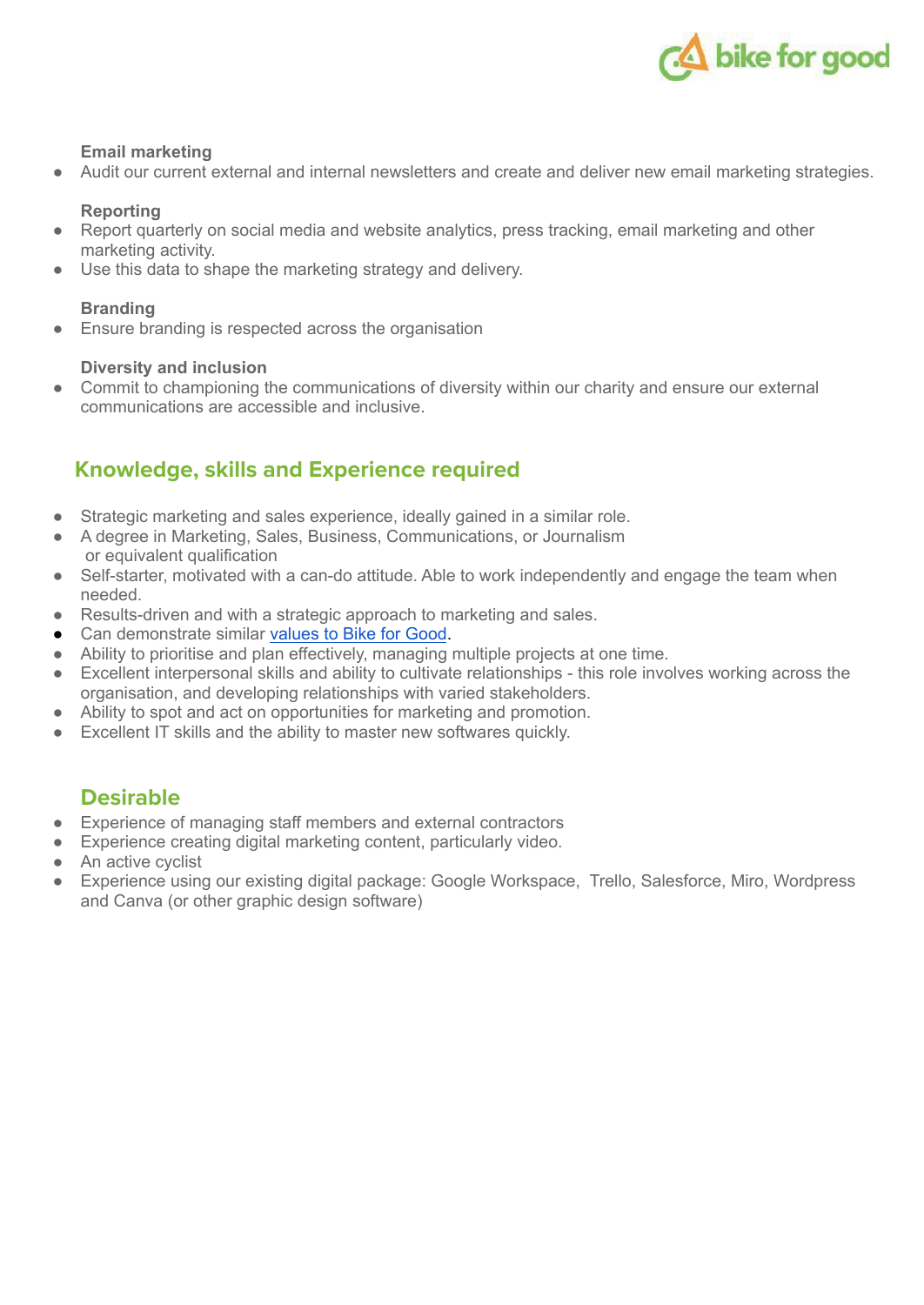**Email marketing**

- Audit our current external and internal newsletters and create and deliver new email marketing strategies.

**Reporting**

- Report quarterly on social media and website analytics, press tracking, email marketing and other marketing activity.
- Use this data to shape the marketing strategy and delivery.

**Branding**

- Ensure branding is respected across the organisation

**Diversity and inclusion**

- Commit to championing the communications of diversity within our charity and ensure our external communications are accessible and inclusive.

## Knowledge, skills and Experience required

- Strategic marketing and sales experience, ideally gained in a similar role.
- A degree in Marketing, Sales, Business, Communications, or Journalism or equivalent qualification
- Self-starter, motivated with a can-do attitude. Able to work independently and engage the team when needed.
- Results-driven and with a strategic approach to marketing and sales.
- Can demonstrate similar values to Bike for Good.
- Ability to prioritise and plan effectively, managing multiple projects at one time.
- Excellent interpersonal skills and ability to cultivate relationships - this role involves working across the organisation, and developing relationships with varied stakeholders.
- Ability to spot and act on opportunities for marketing and promotion.
- Excellent IT skills and the ability to master new softwares quickly.

## Desirable

- Experience of managing staff members and external contractors
- Experience creating digital marketing content, particularly video.
- An active cyclist
- Experience using our existing digital package: Google Workspace, Trello, Salesforce, Miro, Wordpress and Canva (or other graphic design software)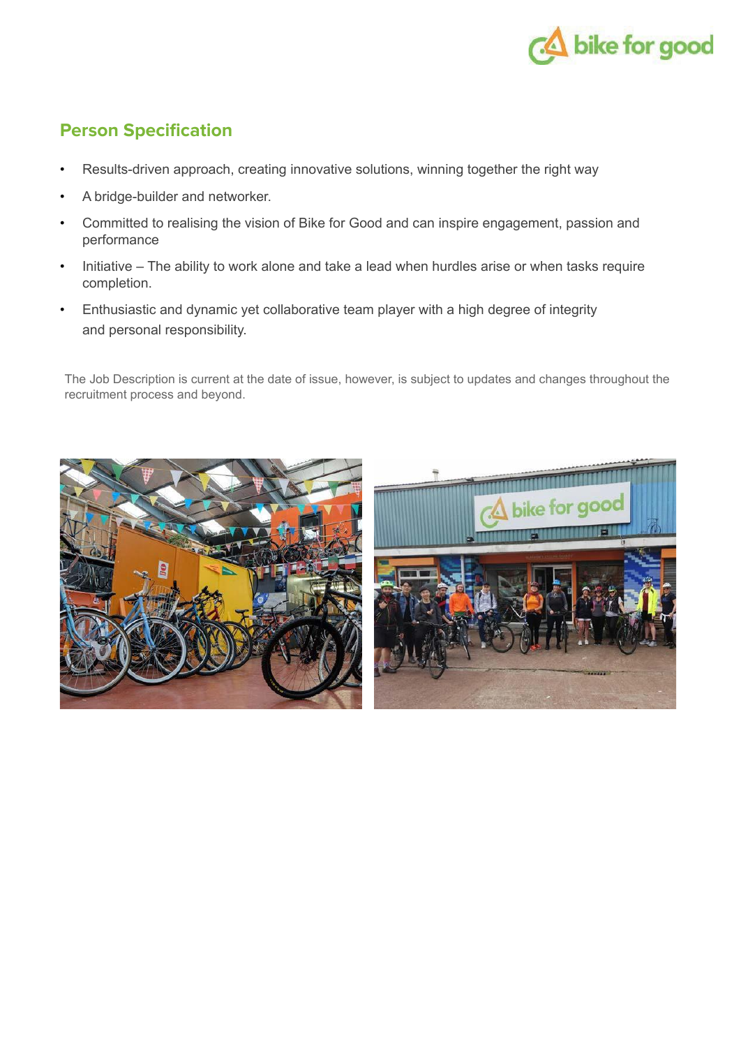## Person Specification

- Results-driven approach, creating innovative solutions, winning together the right way
- A bridge-builder and networker.
- Committed to realising the vision of Bike for Good and can inspire engagement, passion and performance
- Initiative – The ability to work alone and take a lead when hurdles arise or when tasks require completion.
- Enthusiastic and dynamic yet collaborative team player with a high degree of integrity and personal responsibility.

The Job Description is current at the date of issue, however, is subject to updates and changes throughout the recruitment process and beyond.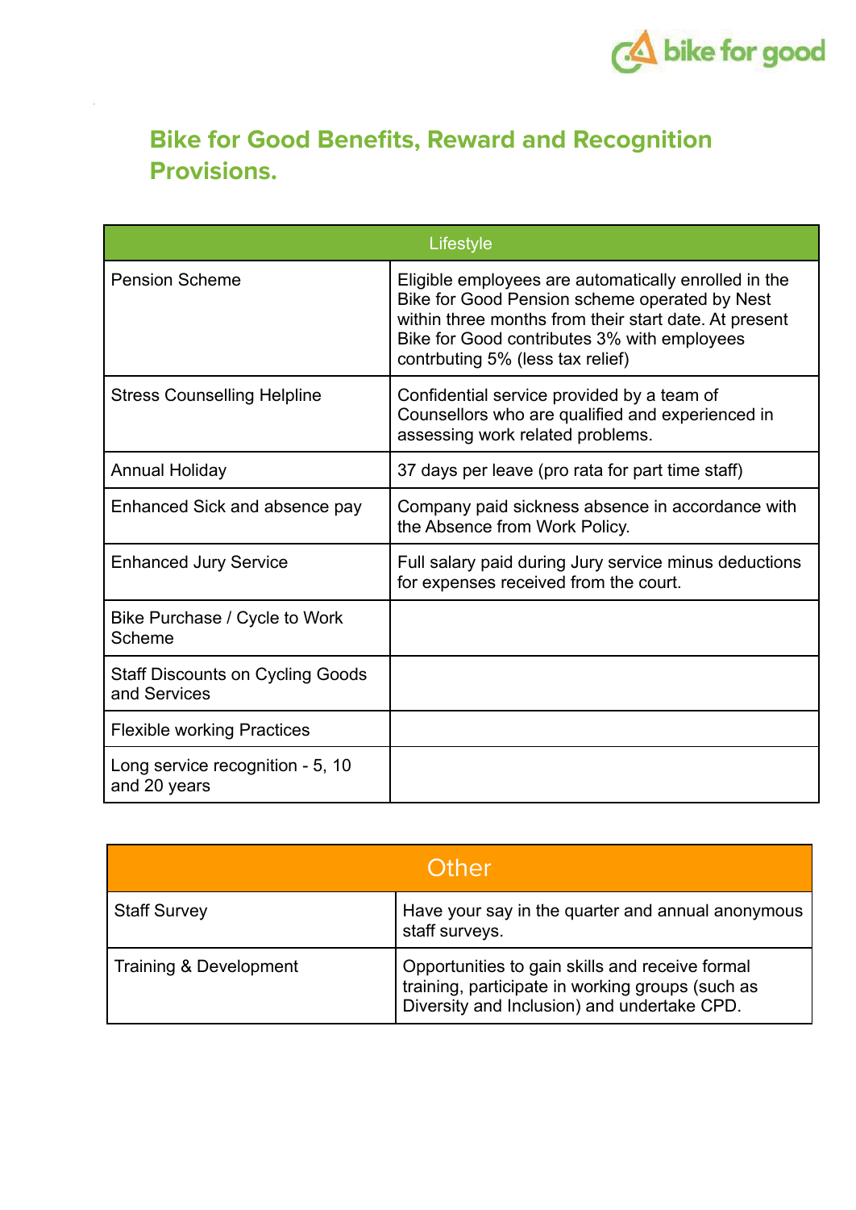## Bike for Good Benefits, Reward and Recognition Provisions.

| Lifestyle | |
|---|---|
| Pension Scheme | Eligible employees are automatically enrolled in the Bike for Good Pension scheme operated by Nest within three months from their start date. At present Bike for Good contributes 3% with employees contrbuting 5% (less tax relief) |
| Stress Counselling Helpline | Confidential service provided by a team of Counsellors who are qualified and experienced in assessing work related problems. |
| Annual Holiday | 37 days per leave (pro rata for part time staff) |
| Enhanced Sick and absence pay | Company paid sickness absence in accordance with the Absence from Work Policy. |
| Enhanced Jury Service | Full salary paid during Jury service minus deductions for expenses received from the court. |
| Bike Purchase / Cycle to Work Scheme | |
| Staff Discounts on Cycling Goods and Services | |
| Flexible working Practices | |
| Long service recognition - 5, 10 and 20 years | |

| Other | |
|---|---|
| Staff Survey | Have your say in the quarter and annual anonymous staff surveys. |
| Training & Development | Opportunities to gain skills and receive formal training, participate in working groups (such as Diversity and Inclusion) and undertake CPD. |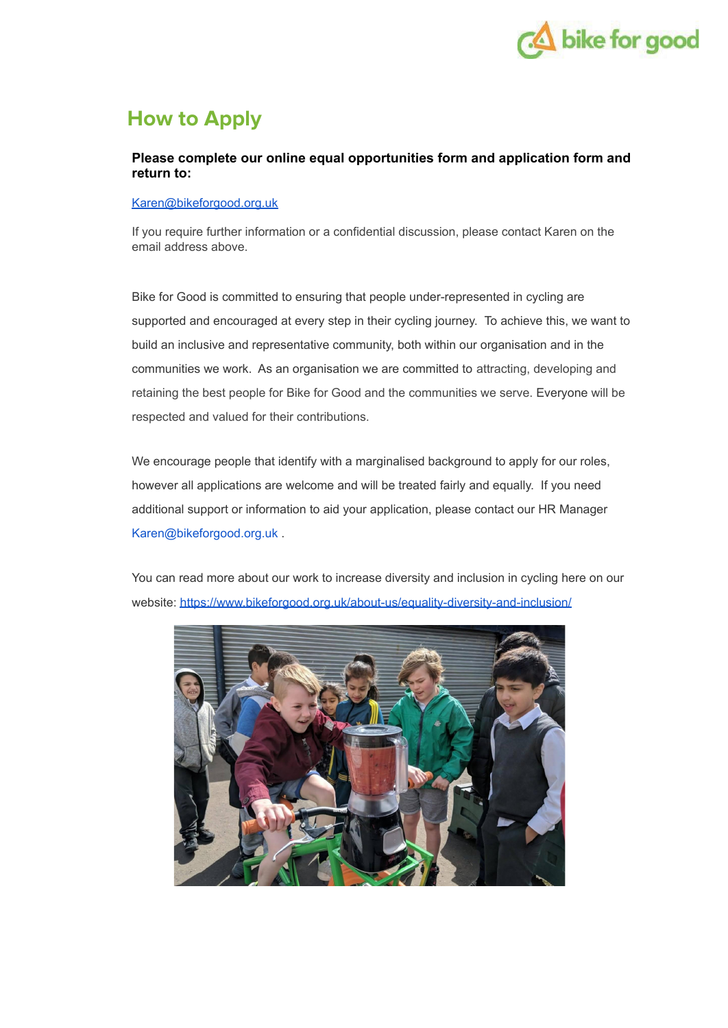## How to Apply

**Please complete our online equal opportunities form and application form and return to:**

Karen@bikeforgood.org.uk

If you require further information or a confidential discussion, please contact Karen on the email address above.

Bike for Good is committed to ensuring that people under-represented in cycling are supported and encouraged at every step in their cycling journey. To achieve this, we want to build an inclusive and representative community, both within our organisation and in the communities we work. As an organisation we are committed to attracting, developing and retaining the best people for Bike for Good and the communities we serve. Everyone will be respected and valued for their contributions.

We encourage people that identify with a marginalised background to apply for our roles, however all applications are welcome and will be treated fairly and equally. If you need additional support or information to aid your application, please contact our HR Manager Karen@bikeforgood.org.uk .

You can read more about our work to increase diversity and inclusion in cycling here on our website: https://www.bikeforgood.org.uk/about-us/equality-diversity-and-inclusion/